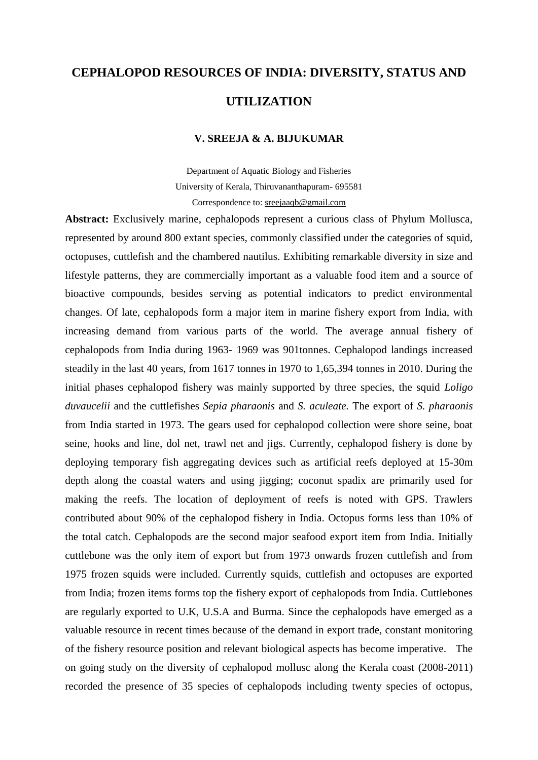# CEPHALOPOD RESOURCES OF INDIA: DIVERSITY, STATUS AND UTILIZATION

**V. SREEJA & A. BIJUKUMAR**

Department of Aquatic Biology and Fisheries
University of Kerala, Thiruvananthapuram- 695581
Correspondence to: sreejaaqb@gmail.com

**Abstract:** Exclusively marine, cephalopods represent a curious class of Phylum Mollusca, represented by around 800 extant species, commonly classified under the categories of squid, octopuses, cuttlefish and the chambered nautilus. Exhibiting remarkable diversity in size and lifestyle patterns, they are commercially important as a valuable food item and a source of bioactive compounds, besides serving as potential indicators to predict environmental changes. Of late, cephalopods form a major item in marine fishery export from India, with increasing demand from various parts of the world. The average annual fishery of cephalopods from India during 1963- 1969 was 901tonnes. Cephalopod landings increased steadily in the last 40 years, from 1617 tonnes in 1970 to 1,65,394 tonnes in 2010. During the initial phases cephalopod fishery was mainly supported by three species, the squid *Loligo duvaucelii* and the cuttlefishes *Sepia pharaonis* and *S. aculeate.* The export of *S. pharaonis* from India started in 1973. The gears used for cephalopod collection were shore seine, boat seine, hooks and line, dol net, trawl net and jigs. Currently, cephalopod fishery is done by deploying temporary fish aggregating devices such as artificial reefs deployed at 15-30m depth along the coastal waters and using jigging; coconut spadix are primarily used for making the reefs. The location of deployment of reefs is noted with GPS. Trawlers contributed about 90% of the cephalopod fishery in India. Octopus forms less than 10% of the total catch. Cephalopods are the second major seafood export item from India. Initially cuttlebone was the only item of export but from 1973 onwards frozen cuttlefish and from 1975 frozen squids were included. Currently squids, cuttlefish and octopuses are exported from India; frozen items forms top the fishery export of cephalopods from India. Cuttlebones are regularly exported to U.K, U.S.A and Burma. Since the cephalopods have emerged as a valuable resource in recent times because of the demand in export trade, constant monitoring of the fishery resource position and relevant biological aspects has become imperative. The on going study on the diversity of cephalopod mollusc along the Kerala coast (2008-2011) recorded the presence of 35 species of cephalopods including twenty species of octopus,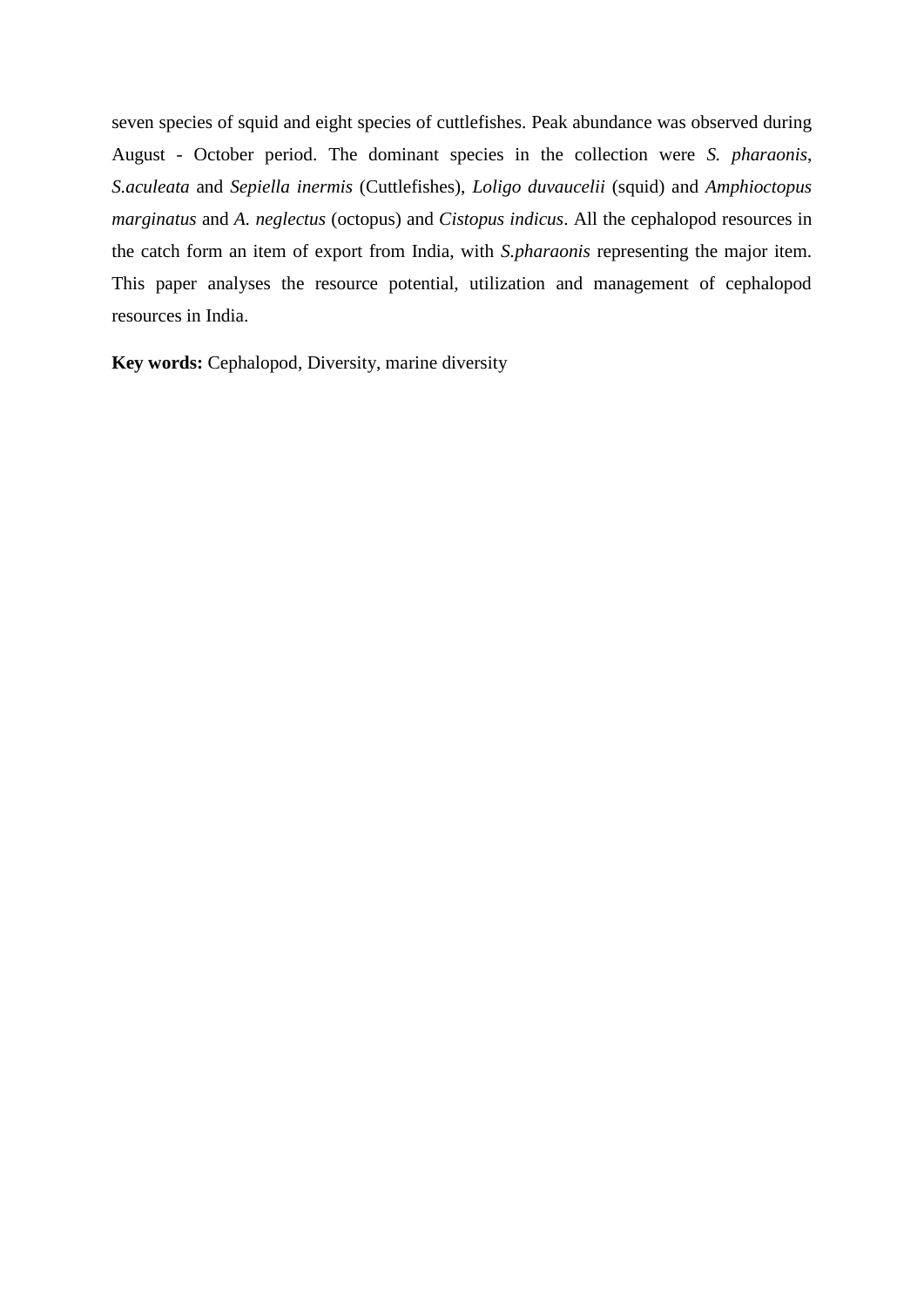seven species of squid and eight species of cuttlefishes. Peak abundance was observed during August - October period. The dominant species in the collection were *S. pharaonis*, *S.aculeata* and *Sepiella inermis* (Cuttlefishes), *Loligo duvaucelii* (squid) and *Amphioctopus marginatus* and *A. neglectus* (octopus) and *Cistopus indicus*. All the cephalopod resources in the catch form an item of export from India, with *S.pharaonis* representing the major item. This paper analyses the resource potential, utilization and management of cephalopod resources in India.

**Key words:** Cephalopod, Diversity, marine diversity